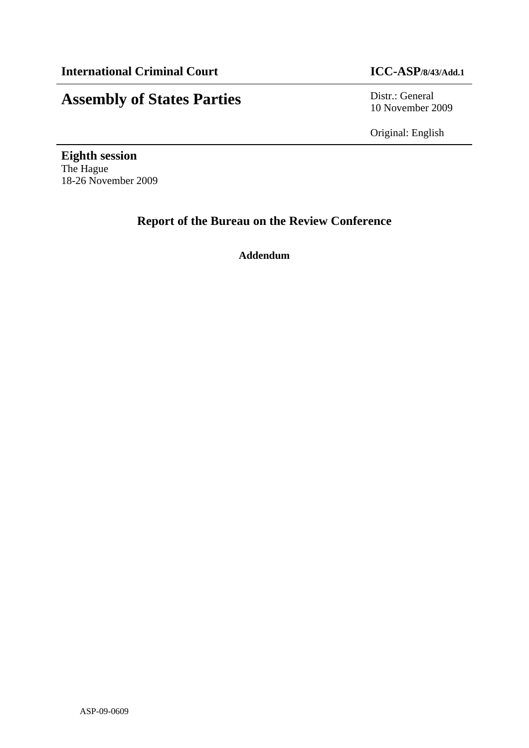**International Criminal Court** **ICC-ASP/8/43/Add.1**

# Assembly of States Parties

Distr.: General
10 November 2009

Original: English

**Eighth session**
The Hague
18-26 November 2009

## Report of the Bureau on the Review Conference

**Addendum**

ASP-09-0609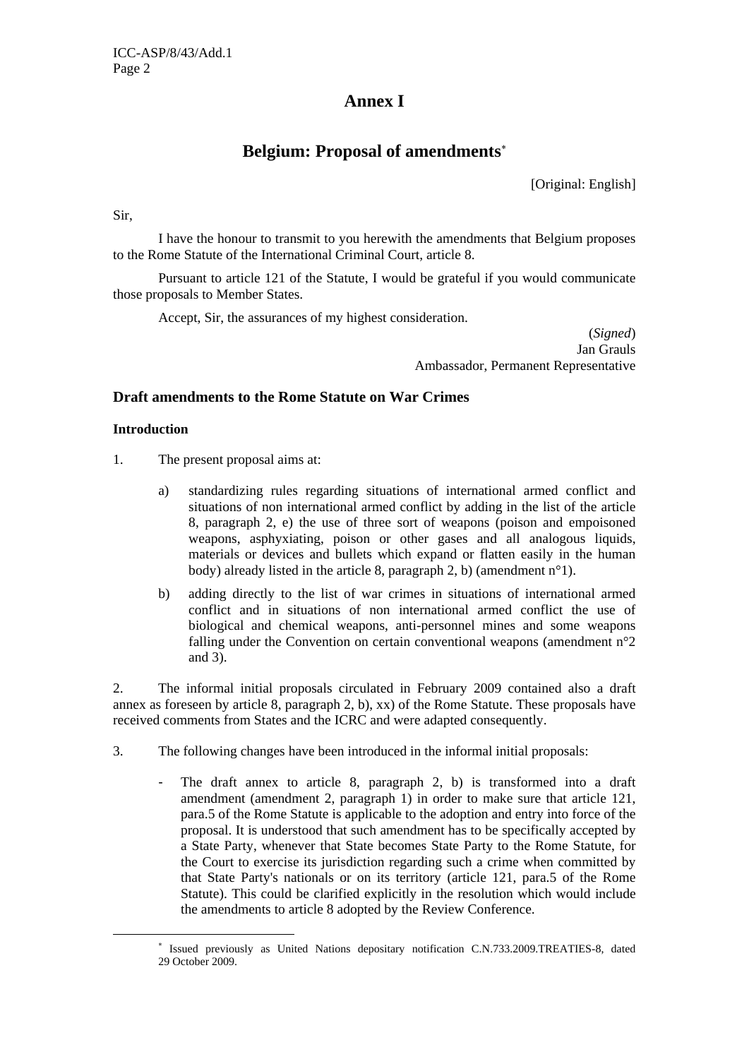# Annex I

## Belgium: Proposal of amendments*

[Original: English]

Sir,

I have the honour to transmit to you herewith the amendments that Belgium proposes to the Rome Statute of the International Criminal Court, article 8.

Pursuant to article 121 of the Statute, I would be grateful if you would communicate those proposals to Member States.

Accept, Sir, the assurances of my highest consideration.

(*Signed*)
Jan Grauls
Ambassador, Permanent Representative

### Draft amendments to the Rome Statute on War Crimes

**Introduction**

1. The present proposal aims at:

   a) standardizing rules regarding situations of international armed conflict and situations of non international armed conflict by adding in the list of the article 8, paragraph 2, e) the use of three sort of weapons (poison and empoisoned weapons, asphyxiating, poison or other gases and all analogous liquids, materials or devices and bullets which expand or flatten easily in the human body) already listed in the article 8, paragraph 2, b) (amendment n°1).

   b) adding directly to the list of war crimes in situations of international armed conflict and in situations of non international armed conflict the use of biological and chemical weapons, anti-personnel mines and some weapons falling under the Convention on certain conventional weapons (amendment n°2 and 3).

2. The informal initial proposals circulated in February 2009 contained also a draft annex as foreseen by article 8, paragraph 2, b), xx) of the Rome Statute. These proposals have received comments from States and the ICRC and were adapted consequently.

3. The following changes have been introduced in the informal initial proposals:

   - The draft annex to article 8, paragraph 2, b) is transformed into a draft amendment (amendment 2, paragraph 1) in order to make sure that article 121, para.5 of the Rome Statute is applicable to the adoption and entry into force of the proposal. It is understood that such amendment has to be specifically accepted by a State Party, whenever that State becomes State Party to the Rome Statute, for the Court to exercise its jurisdiction regarding such a crime when committed by that State Party's nationals or on its territory (article 121, para.5 of the Rome Statute). This could be clarified explicitly in the resolution which would include the amendments to article 8 adopted by the Review Conference.

* Issued previously as United Nations depositary notification C.N.733.2009.TREATIES-8, dated 29 October 2009.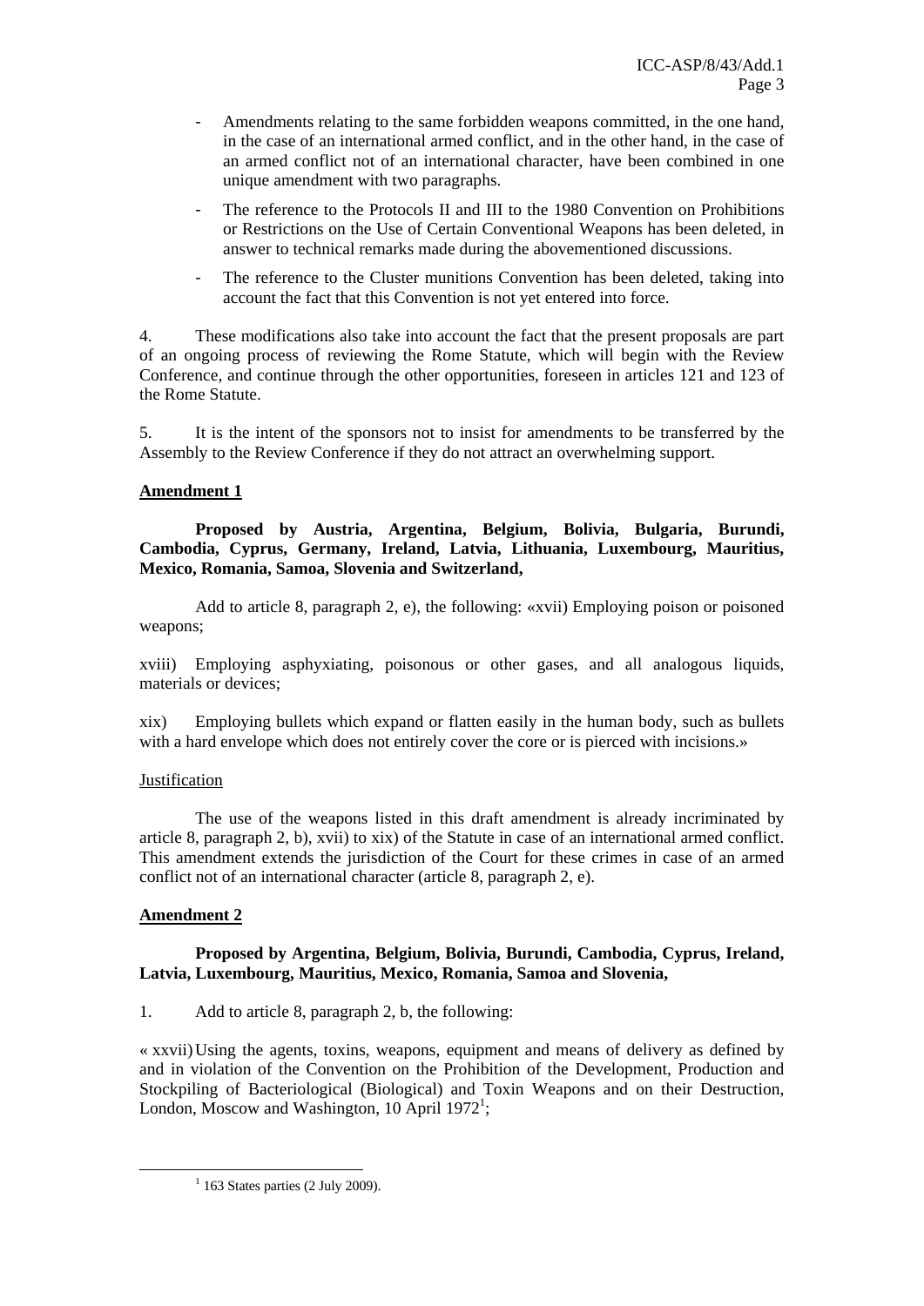- Amendments relating to the same forbidden weapons committed, in the one hand, in the case of an international armed conflict, and in the other hand, in the case of an armed conflict not of an international character, have been combined in one unique amendment with two paragraphs.

- The reference to the Protocols II and III to the 1980 Convention on Prohibitions or Restrictions on the Use of Certain Conventional Weapons has been deleted, in answer to technical remarks made during the abovementioned discussions.

- The reference to the Cluster munitions Convention has been deleted, taking into account the fact that this Convention is not yet entered into force.

4. These modifications also take into account the fact that the present proposals are part of an ongoing process of reviewing the Rome Statute, which will begin with the Review Conference, and continue through the other opportunities, foreseen in articles 121 and 123 of the Rome Statute.

5. It is the intent of the sponsors not to insist for amendments to be transferred by the Assembly to the Review Conference if they do not attract an overwhelming support.

**Amendment 1**

**Proposed by Austria, Argentina, Belgium, Bolivia, Bulgaria, Burundi, Cambodia, Cyprus, Germany, Ireland, Latvia, Lithuania, Luxembourg, Mauritius, Mexico, Romania, Samoa, Slovenia and Switzerland,**

Add to article 8, paragraph 2, e), the following: «xvii) Employing poison or poisoned weapons;

xviii) Employing asphyxiating, poisonous or other gases, and all analogous liquids, materials or devices;

xix) Employing bullets which expand or flatten easily in the human body, such as bullets with a hard envelope which does not entirely cover the core or is pierced with incisions.»

Justification

The use of the weapons listed in this draft amendment is already incriminated by article 8, paragraph 2, b), xvii) to xix) of the Statute in case of an international armed conflict. This amendment extends the jurisdiction of the Court for these crimes in case of an armed conflict not of an international character (article 8, paragraph 2, e).

**Amendment 2**

**Proposed by Argentina, Belgium, Bolivia, Burundi, Cambodia, Cyprus, Ireland, Latvia, Luxembourg, Mauritius, Mexico, Romania, Samoa and Slovenia,**

1. Add to article 8, paragraph 2, b, the following:

« xxvii) Using the agents, toxins, weapons, equipment and means of delivery as defined by and in violation of the Convention on the Prohibition of the Development, Production and Stockpiling of Bacteriological (Biological) and Toxin Weapons and on their Destruction, London, Moscow and Washington, 10 April 1972[1];

[1] 163 States parties (2 July 2009).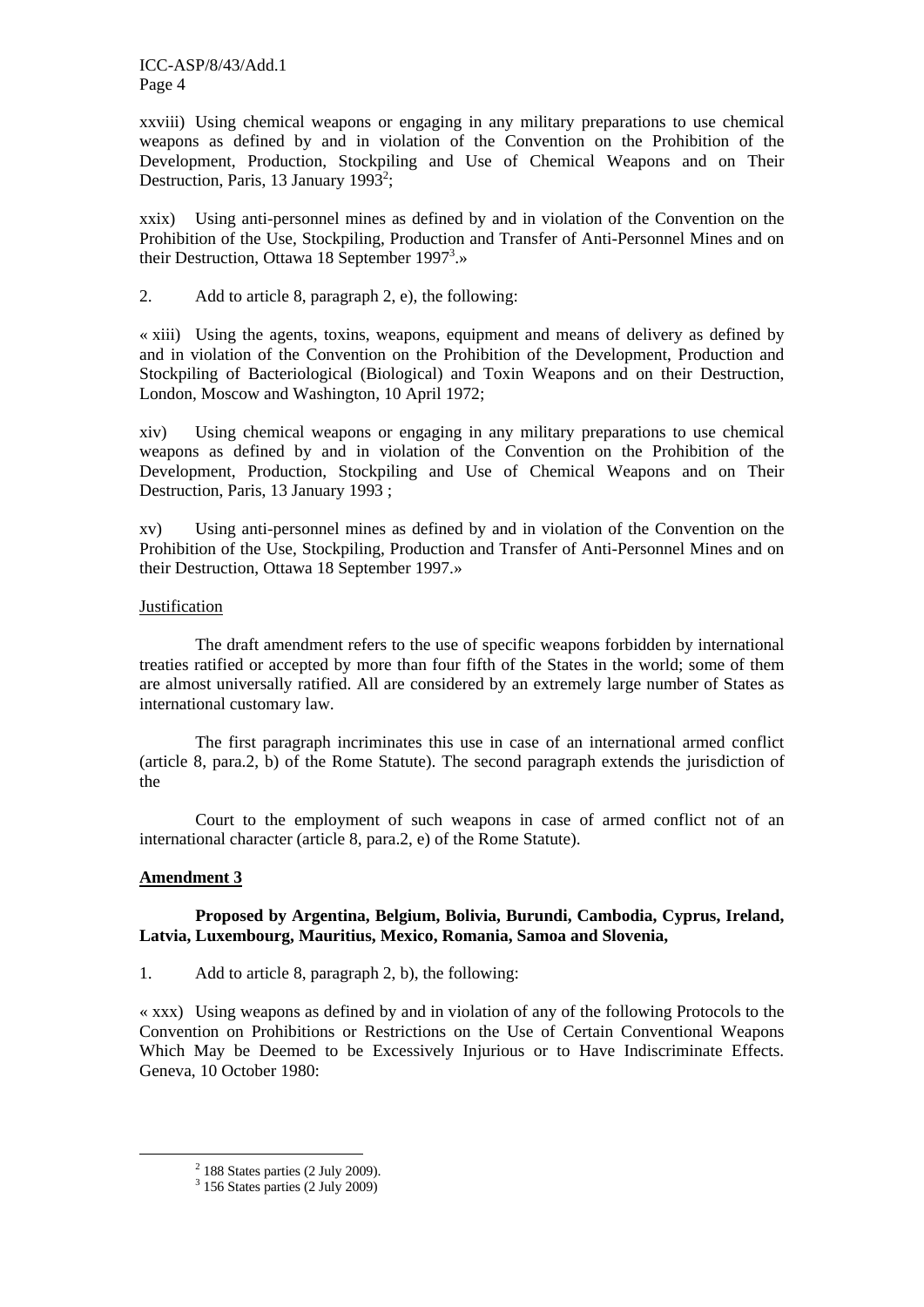xxviii) Using chemical weapons or engaging in any military preparations to use chemical weapons as defined by and in violation of the Convention on the Prohibition of the Development, Production, Stockpiling and Use of Chemical Weapons and on Their Destruction, Paris, 13 January 1993[2];

xxix) Using anti-personnel mines as defined by and in violation of the Convention on the Prohibition of the Use, Stockpiling, Production and Transfer of Anti-Personnel Mines and on their Destruction, Ottawa 18 September 1997[3].»

2. Add to article 8, paragraph 2, e), the following:

« xiii) Using the agents, toxins, weapons, equipment and means of delivery as defined by and in violation of the Convention on the Prohibition of the Development, Production and Stockpiling of Bacteriological (Biological) and Toxin Weapons and on their Destruction, London, Moscow and Washington, 10 April 1972;

xiv) Using chemical weapons or engaging in any military preparations to use chemical weapons as defined by and in violation of the Convention on the Prohibition of the Development, Production, Stockpiling and Use of Chemical Weapons and on Their Destruction, Paris, 13 January 1993 ;

xv) Using anti-personnel mines as defined by and in violation of the Convention on the Prohibition of the Use, Stockpiling, Production and Transfer of Anti-Personnel Mines and on their Destruction, Ottawa 18 September 1997.»

Justification

The draft amendment refers to the use of specific weapons forbidden by international treaties ratified or accepted by more than four fifth of the States in the world; some of them are almost universally ratified. All are considered by an extremely large number of States as international customary law.

The first paragraph incriminates this use in case of an international armed conflict (article 8, para.2, b) of the Rome Statute). The second paragraph extends the jurisdiction of the

Court to the employment of such weapons in case of armed conflict not of an international character (article 8, para.2, e) of the Rome Statute).

**Amendment 3**

**Proposed by Argentina, Belgium, Bolivia, Burundi, Cambodia, Cyprus, Ireland, Latvia, Luxembourg, Mauritius, Mexico, Romania, Samoa and Slovenia,**

1. Add to article 8, paragraph 2, b), the following:

« xxx) Using weapons as defined by and in violation of any of the following Protocols to the Convention on Prohibitions or Restrictions on the Use of Certain Conventional Weapons Which May be Deemed to be Excessively Injurious or to Have Indiscriminate Effects. Geneva, 10 October 1980:

---

[2] 188 States parties (2 July 2009).

[3] 156 States parties (2 July 2009)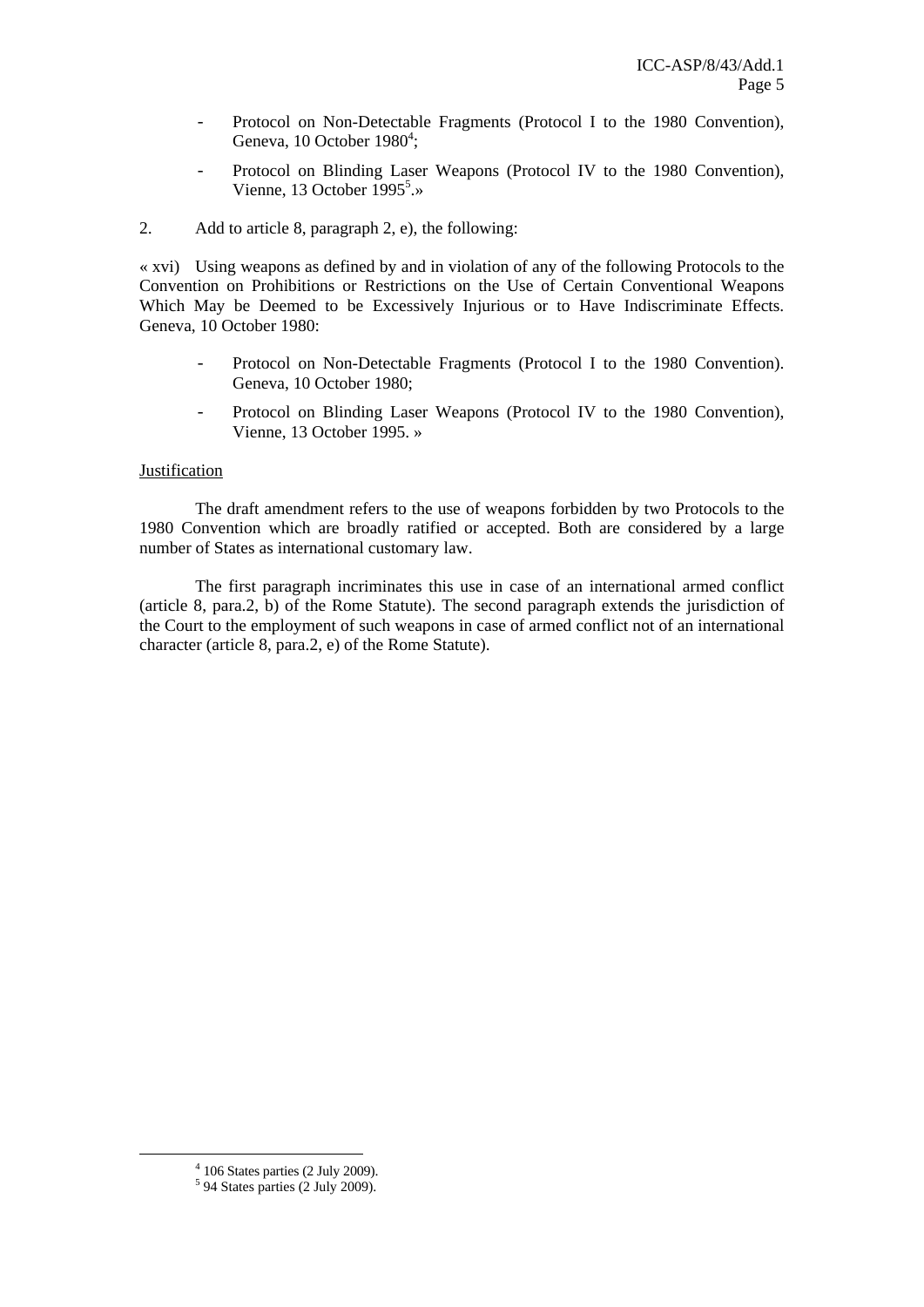- Protocol on Non-Detectable Fragments (Protocol I to the 1980 Convention), Geneva, 10 October 1980[4];

- Protocol on Blinding Laser Weapons (Protocol IV to the 1980 Convention), Vienne, 13 October 1995[5].»

2. Add to article 8, paragraph 2, e), the following:

« xvi) Using weapons as defined by and in violation of any of the following Protocols to the Convention on Prohibitions or Restrictions on the Use of Certain Conventional Weapons Which May be Deemed to be Excessively Injurious or to Have Indiscriminate Effects. Geneva, 10 October 1980:

- Protocol on Non-Detectable Fragments (Protocol I to the 1980 Convention). Geneva, 10 October 1980;

- Protocol on Blinding Laser Weapons (Protocol IV to the 1980 Convention), Vienne, 13 October 1995. »

Justification

The draft amendment refers to the use of weapons forbidden by two Protocols to the 1980 Convention which are broadly ratified or accepted. Both are considered by a large number of States as international customary law.

The first paragraph incriminates this use in case of an international armed conflict (article 8, para.2, b) of the Rome Statute). The second paragraph extends the jurisdiction of the Court to the employment of such weapons in case of armed conflict not of an international character (article 8, para.2, e) of the Rome Statute).

[4] 106 States parties (2 July 2009).

[5] 94 States parties (2 July 2009).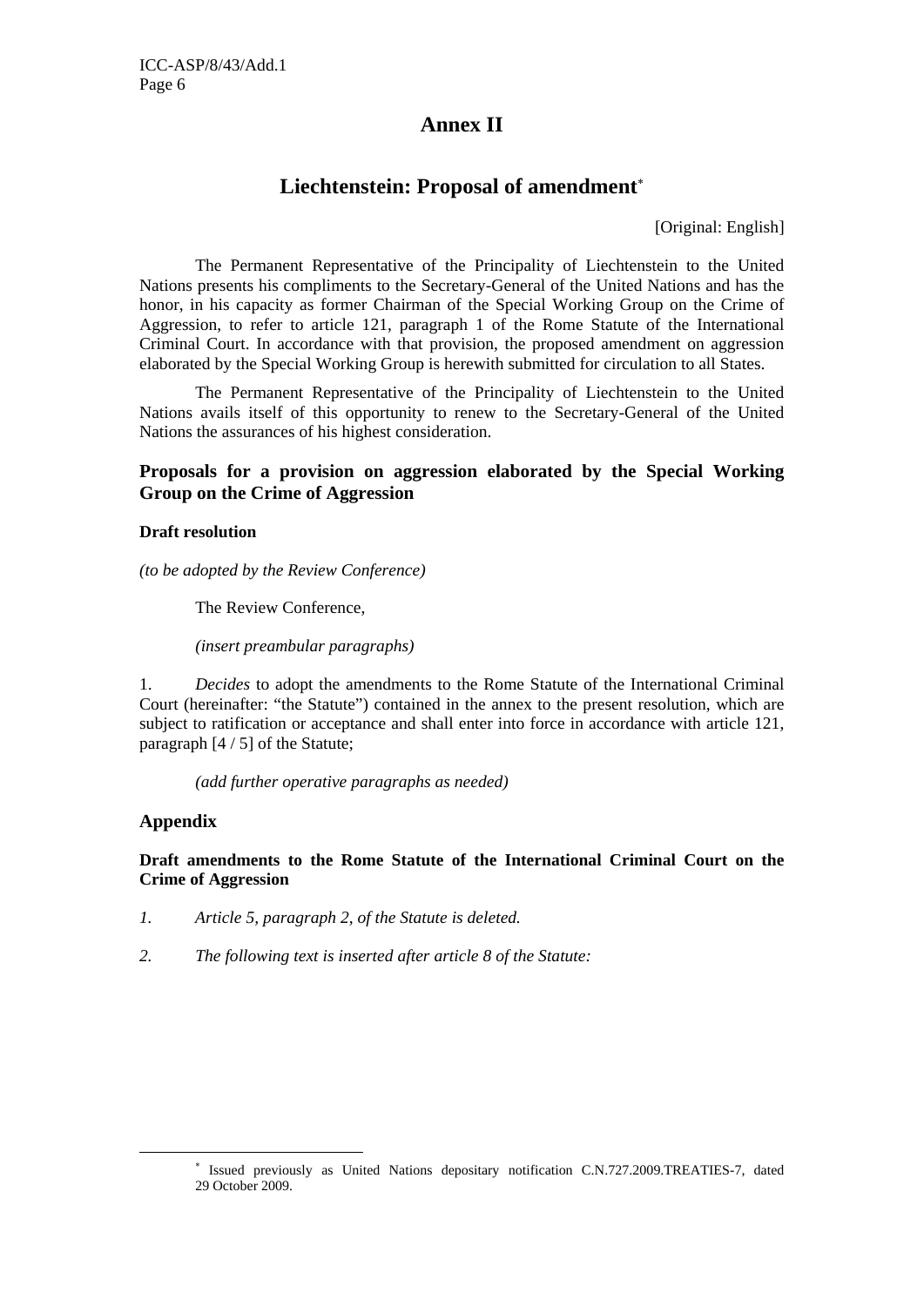# Annex II

## Liechtenstein: Proposal of amendment*

[Original: English]

The Permanent Representative of the Principality of Liechtenstein to the United Nations presents his compliments to the Secretary-General of the United Nations and has the honor, in his capacity as former Chairman of the Special Working Group on the Crime of Aggression, to refer to article 121, paragraph 1 of the Rome Statute of the International Criminal Court. In accordance with that provision, the proposed amendment on aggression elaborated by the Special Working Group is herewith submitted for circulation to all States.

The Permanent Representative of the Principality of Liechtenstein to the United Nations avails itself of this opportunity to renew to the Secretary-General of the United Nations the assurances of his highest consideration.

### Proposals for a provision on aggression elaborated by the Special Working Group on the Crime of Aggression

#### Draft resolution

*(to be adopted by the Review Conference)*

The Review Conference,

*(insert preambular paragraphs)*

1. *Decides* to adopt the amendments to the Rome Statute of the International Criminal Court (hereinafter: "the Statute") contained in the annex to the present resolution, which are subject to ratification or acceptance and shall enter into force in accordance with article 121, paragraph [4 / 5] of the Statute;

*(add further operative paragraphs as needed)*

### Appendix

#### Draft amendments to the Rome Statute of the International Criminal Court on the Crime of Aggression

*1. Article 5, paragraph 2, of the Statute is deleted.*

*2. The following text is inserted after article 8 of the Statute:*

---

* Issued previously as United Nations depositary notification C.N.727.2009.TREATIES-7, dated 29 October 2009.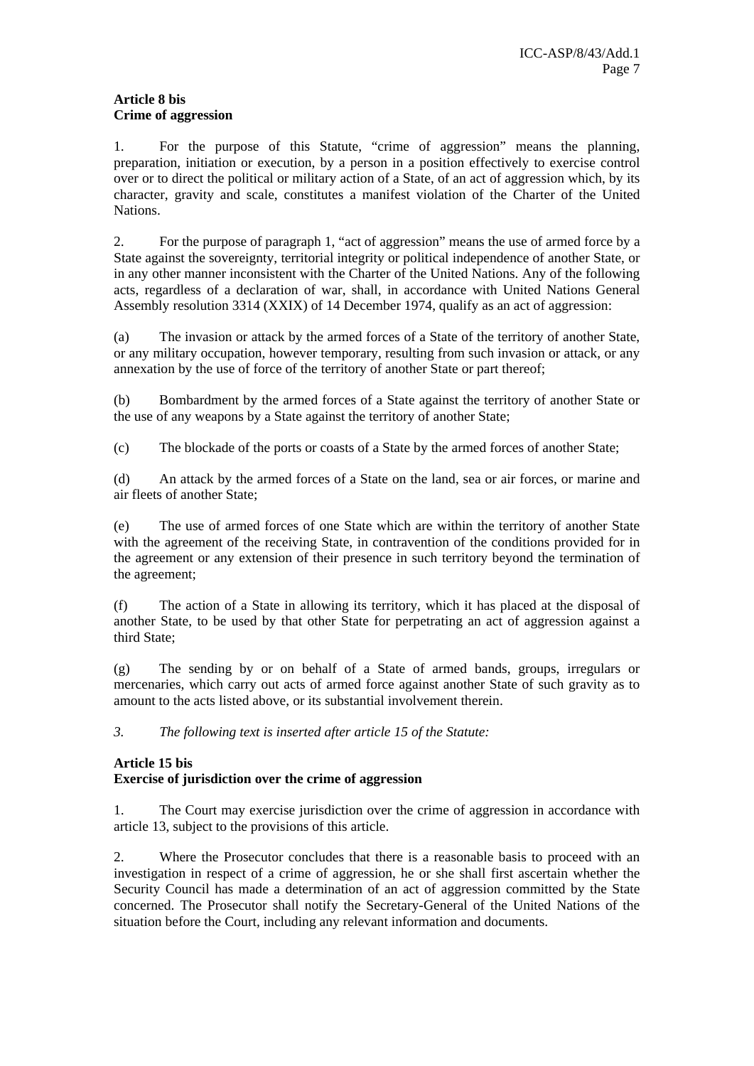**Article 8 bis**
**Crime of aggression**

1. For the purpose of this Statute, "crime of aggression" means the planning, preparation, initiation or execution, by a person in a position effectively to exercise control over or to direct the political or military action of a State, of an act of aggression which, by its character, gravity and scale, constitutes a manifest violation of the Charter of the United Nations.

2. For the purpose of paragraph 1, "act of aggression" means the use of armed force by a State against the sovereignty, territorial integrity or political independence of another State, or in any other manner inconsistent with the Charter of the United Nations. Any of the following acts, regardless of a declaration of war, shall, in accordance with United Nations General Assembly resolution 3314 (XXIX) of 14 December 1974, qualify as an act of aggression:

(a) The invasion or attack by the armed forces of a State of the territory of another State, or any military occupation, however temporary, resulting from such invasion or attack, or any annexation by the use of force of the territory of another State or part thereof;

(b) Bombardment by the armed forces of a State against the territory of another State or the use of any weapons by a State against the territory of another State;

(c) The blockade of the ports or coasts of a State by the armed forces of another State;

(d) An attack by the armed forces of a State on the land, sea or air forces, or marine and air fleets of another State;

(e) The use of armed forces of one State which are within the territory of another State with the agreement of the receiving State, in contravention of the conditions provided for in the agreement or any extension of their presence in such territory beyond the termination of the agreement;

(f) The action of a State in allowing its territory, which it has placed at the disposal of another State, to be used by that other State for perpetrating an act of aggression against a third State;

(g) The sending by or on behalf of a State of armed bands, groups, irregulars or mercenaries, which carry out acts of armed force against another State of such gravity as to amount to the acts listed above, or its substantial involvement therein.

*3. The following text is inserted after article 15 of the Statute:*

**Article 15 bis**
**Exercise of jurisdiction over the crime of aggression**

1. The Court may exercise jurisdiction over the crime of aggression in accordance with article 13, subject to the provisions of this article.

2. Where the Prosecutor concludes that there is a reasonable basis to proceed with an investigation in respect of a crime of aggression, he or she shall first ascertain whether the Security Council has made a determination of an act of aggression committed by the State concerned. The Prosecutor shall notify the Secretary-General of the United Nations of the situation before the Court, including any relevant information and documents.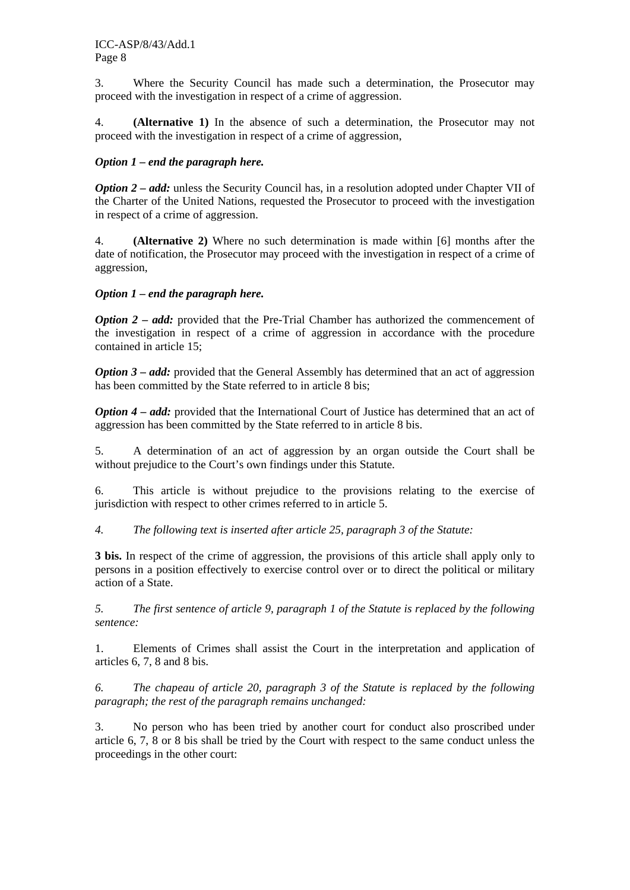3. Where the Security Council has made such a determination, the Prosecutor may proceed with the investigation in respect of a crime of aggression.

4. **(Alternative 1)** In the absence of such a determination, the Prosecutor may not proceed with the investigation in respect of a crime of aggression,

***Option 1 – end the paragraph here.***

***Option 2 – add:*** unless the Security Council has, in a resolution adopted under Chapter VII of the Charter of the United Nations, requested the Prosecutor to proceed with the investigation in respect of a crime of aggression.

4. **(Alternative 2)** Where no such determination is made within [6] months after the date of notification, the Prosecutor may proceed with the investigation in respect of a crime of aggression,

***Option 1 – end the paragraph here.***

***Option 2 – add:*** provided that the Pre-Trial Chamber has authorized the commencement of the investigation in respect of a crime of aggression in accordance with the procedure contained in article 15;

***Option 3 – add:*** provided that the General Assembly has determined that an act of aggression has been committed by the State referred to in article 8 bis;

***Option 4 – add:*** provided that the International Court of Justice has determined that an act of aggression has been committed by the State referred to in article 8 bis.

5. A determination of an act of aggression by an organ outside the Court shall be without prejudice to the Court's own findings under this Statute.

6. This article is without prejudice to the provisions relating to the exercise of jurisdiction with respect to other crimes referred to in article 5.

*4. The following text is inserted after article 25, paragraph 3 of the Statute:*

**3 bis.** In respect of the crime of aggression, the provisions of this article shall apply only to persons in a position effectively to exercise control over or to direct the political or military action of a State.

*5. The first sentence of article 9, paragraph 1 of the Statute is replaced by the following sentence:*

1. Elements of Crimes shall assist the Court in the interpretation and application of articles 6, 7, 8 and 8 bis.

*6. The chapeau of article 20, paragraph 3 of the Statute is replaced by the following paragraph; the rest of the paragraph remains unchanged:*

3. No person who has been tried by another court for conduct also proscribed under article 6, 7, 8 or 8 bis shall be tried by the Court with respect to the same conduct unless the proceedings in the other court: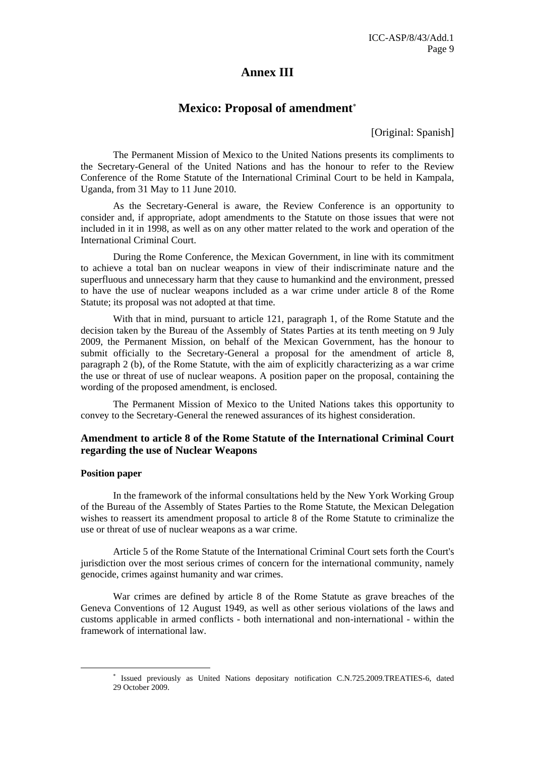# Annex III

## Mexico: Proposal of amendment[*]

[Original: Spanish]

The Permanent Mission of Mexico to the United Nations presents its compliments to the Secretary-General of the United Nations and has the honour to refer to the Review Conference of the Rome Statute of the International Criminal Court to be held in Kampala, Uganda, from 31 May to 11 June 2010.

As the Secretary-General is aware, the Review Conference is an opportunity to consider and, if appropriate, adopt amendments to the Statute on those issues that were not included in it in 1998, as well as on any other matter related to the work and operation of the International Criminal Court.

During the Rome Conference, the Mexican Government, in line with its commitment to achieve a total ban on nuclear weapons in view of their indiscriminate nature and the superfluous and unnecessary harm that they cause to humankind and the environment, pressed to have the use of nuclear weapons included as a war crime under article 8 of the Rome Statute; its proposal was not adopted at that time.

With that in mind, pursuant to article 121, paragraph 1, of the Rome Statute and the decision taken by the Bureau of the Assembly of States Parties at its tenth meeting on 9 July 2009, the Permanent Mission, on behalf of the Mexican Government, has the honour to submit officially to the Secretary-General a proposal for the amendment of article 8, paragraph 2 (b), of the Rome Statute, with the aim of explicitly characterizing as a war crime the use or threat of use of nuclear weapons. A position paper on the proposal, containing the wording of the proposed amendment, is enclosed.

The Permanent Mission of Mexico to the United Nations takes this opportunity to convey to the Secretary-General the renewed assurances of its highest consideration.

### Amendment to article 8 of the Rome Statute of the International Criminal Court regarding the use of Nuclear Weapons

#### Position paper

In the framework of the informal consultations held by the New York Working Group of the Bureau of the Assembly of States Parties to the Rome Statute, the Mexican Delegation wishes to reassert its amendment proposal to article 8 of the Rome Statute to criminalize the use or threat of use of nuclear weapons as a war crime.

Article 5 of the Rome Statute of the International Criminal Court sets forth the Court's jurisdiction over the most serious crimes of concern for the international community, namely genocide, crimes against humanity and war crimes.

War crimes are defined by article 8 of the Rome Statute as grave breaches of the Geneva Conventions of 12 August 1949, as well as other serious violations of the laws and customs applicable in armed conflicts - both international and non-international - within the framework of international law.

---

[*] Issued previously as United Nations depositary notification C.N.725.2009.TREATIES-6, dated 29 October 2009.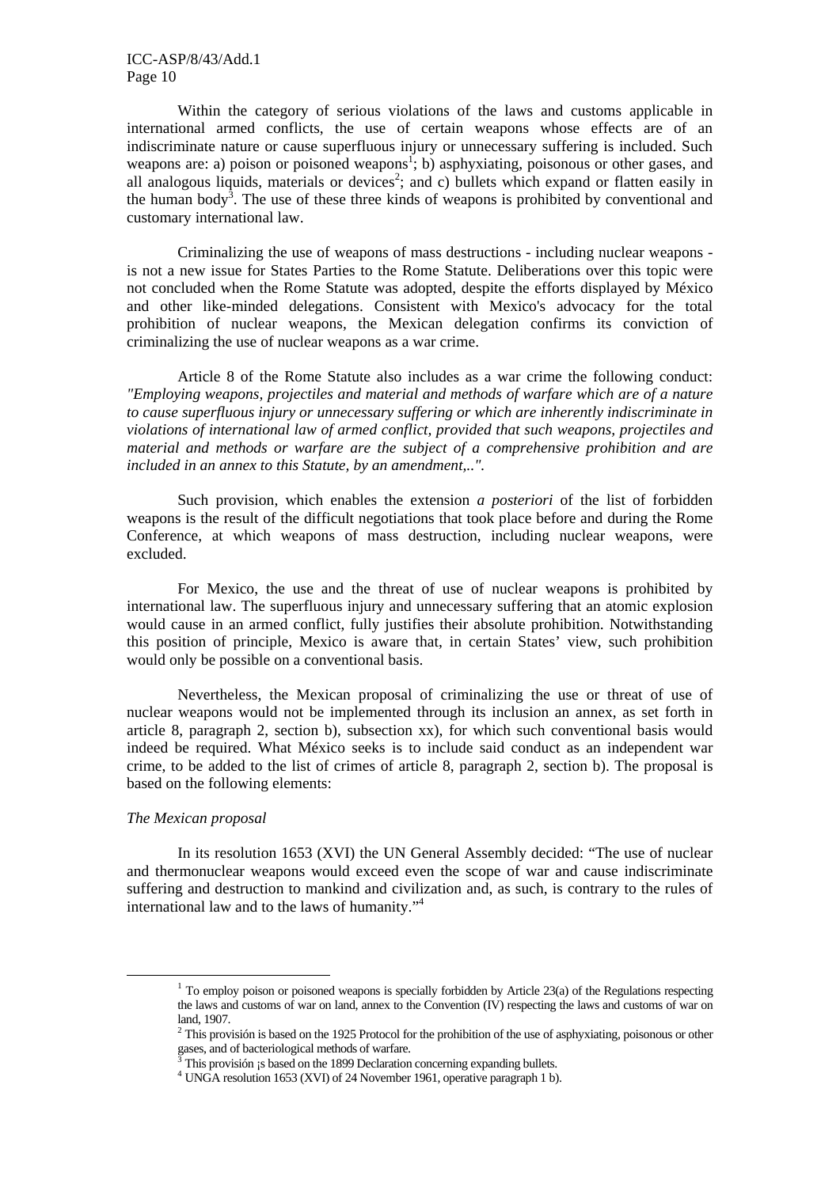Within the category of serious violations of the laws and customs applicable in international armed conflicts, the use of certain weapons whose effects are of an indiscriminate nature or cause superfluous injury or unnecessary suffering is included. Such weapons are: a) poison or poisoned weapons[1]; b) asphyxiating, poisonous or other gases, and all analogous liquids, materials or devices[2]; and c) bullets which expand or flatten easily in the human body[3]. The use of these three kinds of weapons is prohibited by conventional and customary international law.

Criminalizing the use of weapons of mass destructions - including nuclear weapons - is not a new issue for States Parties to the Rome Statute. Deliberations over this topic were not concluded when the Rome Statute was adopted, despite the efforts displayed by México and other like-minded delegations. Consistent with Mexico's advocacy for the total prohibition of nuclear weapons, the Mexican delegation confirms its conviction of criminalizing the use of nuclear weapons as a war crime.

Article 8 of the Rome Statute also includes as a war crime the following conduct: *"Employing weapons, projectiles and material and methods of warfare which are of a nature to cause superfluous injury or unnecessary suffering or which are inherently indiscriminate in violations of international law of armed conflict, provided that such weapons, projectiles and material and methods or warfare are the subject of a comprehensive prohibition and are included in an annex to this Statute, by an amendment,..".*

Such provision, which enables the extension *a posteriori* of the list of forbidden weapons is the result of the difficult negotiations that took place before and during the Rome Conference, at which weapons of mass destruction, including nuclear weapons, were excluded.

For Mexico, the use and the threat of use of nuclear weapons is prohibited by international law. The superfluous injury and unnecessary suffering that an atomic explosion would cause in an armed conflict, fully justifies their absolute prohibition. Notwithstanding this position of principle, Mexico is aware that, in certain States' view, such prohibition would only be possible on a conventional basis.

Nevertheless, the Mexican proposal of criminalizing the use or threat of use of nuclear weapons would not be implemented through its inclusion an annex, as set forth in article 8, paragraph 2, section b), subsection xx), for which such conventional basis would indeed be required. What México seeks is to include said conduct as an independent war crime, to be added to the list of crimes of article 8, paragraph 2, section b). The proposal is based on the following elements:

*The Mexican proposal*

In its resolution 1653 (XVI) the UN General Assembly decided: "The use of nuclear and thermonuclear weapons would exceed even the scope of war and cause indiscriminate suffering and destruction to mankind and civilization and, as such, is contrary to the rules of international law and to the laws of humanity."[4]

---

[1] To employ poison or poisoned weapons is specially forbidden by Article 23(a) of the Regulations respecting the laws and customs of war on land, annex to the Convention (IV) respecting the laws and customs of war on land, 1907.

[2] This provisión is based on the 1925 Protocol for the prohibition of the use of asphyxiating, poisonous or other gases, and of bacteriological methods of warfare.

[3] This provisión ¡s based on the 1899 Declaration concerning expanding bullets.

[4] UNGA resolution 1653 (XVI) of 24 November 1961, operative paragraph 1 b).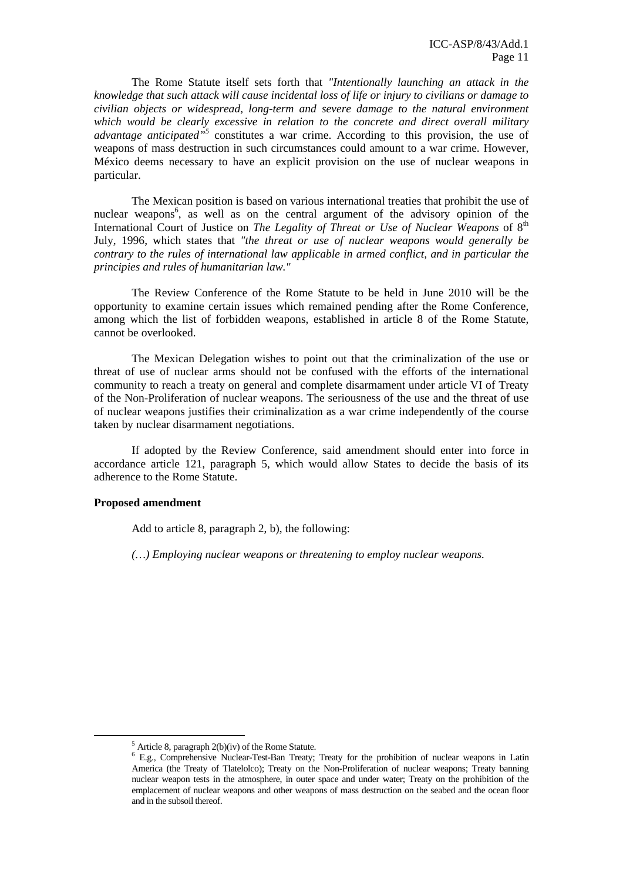The Rome Statute itself sets forth that *"Intentionally launching an attack in the knowledge that such attack will cause incidental loss of life or injury to civilians or damage to civilian objects or widespread, long-term and severe damage to the natural environment which would be clearly excessive in relation to the concrete and direct overall military advantage anticipated"*[5] constitutes a war crime. According to this provision, the use of weapons of mass destruction in such circumstances could amount to a war crime. However, México deems necessary to have an explicit provision on the use of nuclear weapons in particular.

The Mexican position is based on various international treaties that prohibit the use of nuclear weapons[6], as well as on the central argument of the advisory opinion of the International Court of Justice on *The Legality of Threat or Use of Nuclear Weapons* of 8th July, 1996, which states that *"the threat or use of nuclear weapons would generally be contrary to the rules of international law applicable in armed conflict, and in particular the principies and rules of humanitarian law."*

The Review Conference of the Rome Statute to be held in June 2010 will be the opportunity to examine certain issues which remained pending after the Rome Conference, among which the list of forbidden weapons, established in article 8 of the Rome Statute, cannot be overlooked.

The Mexican Delegation wishes to point out that the criminalization of the use or threat of use of nuclear arms should not be confused with the efforts of the international community to reach a treaty on general and complete disarmament under article VI of Treaty of the Non-Proliferation of nuclear weapons. The seriousness of the use and the threat of use of nuclear weapons justifies their criminalization as a war crime independently of the course taken by nuclear disarmament negotiations.

If adopted by the Review Conference, said amendment should enter into force in accordance article 121, paragraph 5, which would allow States to decide the basis of its adherence to the Rome Statute.

**Proposed amendment**

Add to article 8, paragraph 2, b), the following:

*(…) Employing nuclear weapons or threatening to employ nuclear weapons.*

---

[5] Article 8, paragraph 2(b)(iv) of the Rome Statute.

[6] E.g., Comprehensive Nuclear-Test-Ban Treaty; Treaty for the prohibition of nuclear weapons in Latin America (the Treaty of Tlatelolco); Treaty on the Non-Proliferation of nuclear weapons; Treaty banning nuclear weapon tests in the atmosphere, in outer space and under water; Treaty on the prohibition of the emplacement of nuclear weapons and other weapons of mass destruction on the seabed and the ocean floor and in the subsoil thereof.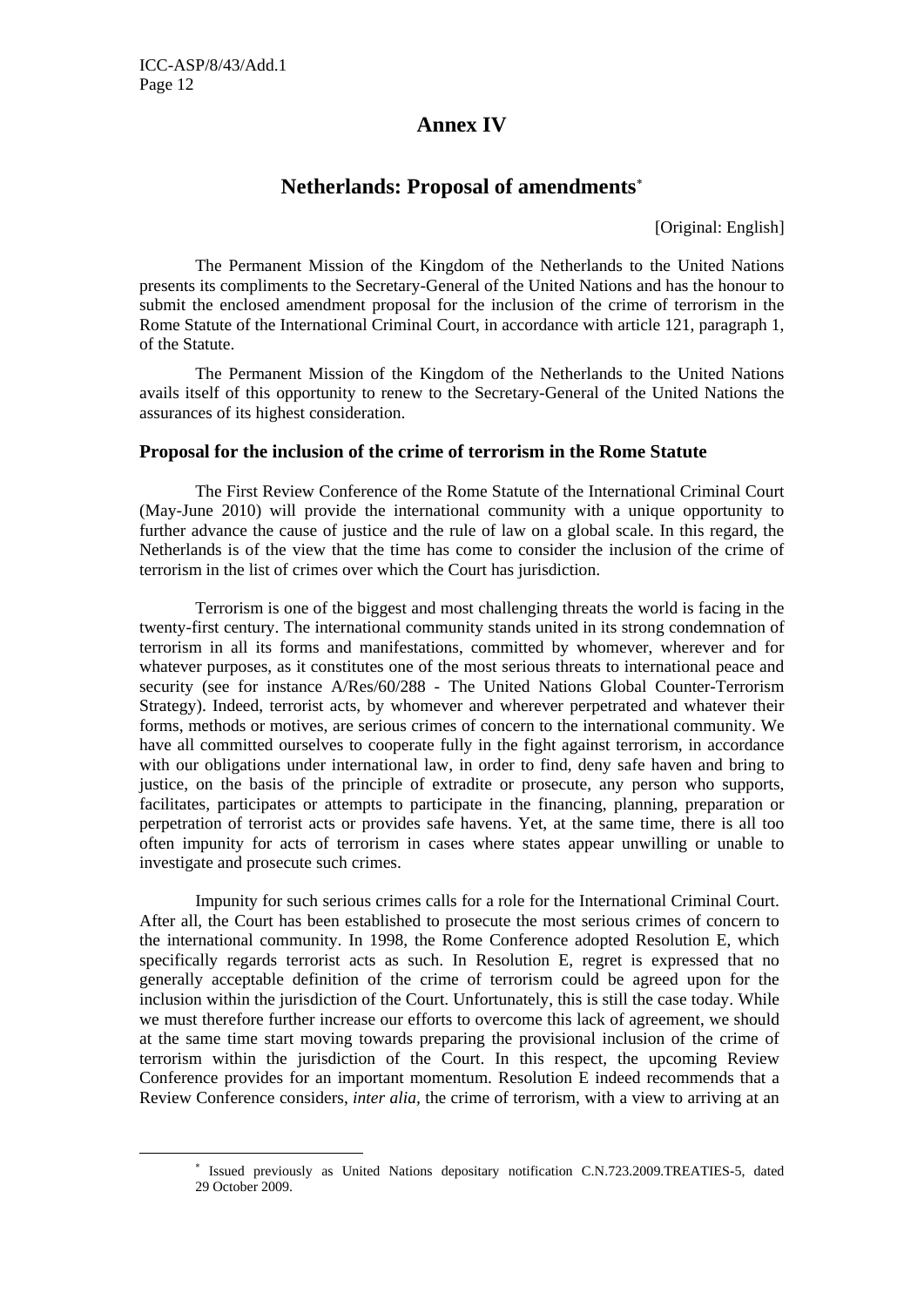# Annex IV

## Netherlands: Proposal of amendments*

[Original: English]

The Permanent Mission of the Kingdom of the Netherlands to the United Nations presents its compliments to the Secretary-General of the United Nations and has the honour to submit the enclosed amendment proposal for the inclusion of the crime of terrorism in the Rome Statute of the International Criminal Court, in accordance with article 121, paragraph 1, of the Statute.

The Permanent Mission of the Kingdom of the Netherlands to the United Nations avails itself of this opportunity to renew to the Secretary-General of the United Nations the assurances of its highest consideration.

### Proposal for the inclusion of the crime of terrorism in the Rome Statute

The First Review Conference of the Rome Statute of the International Criminal Court (May-June 2010) will provide the international community with a unique opportunity to further advance the cause of justice and the rule of law on a global scale. In this regard, the Netherlands is of the view that the time has come to consider the inclusion of the crime of terrorism in the list of crimes over which the Court has jurisdiction.

Terrorism is one of the biggest and most challenging threats the world is facing in the twenty-first century. The international community stands united in its strong condemnation of terrorism in all its forms and manifestations, committed by whomever, wherever and for whatever purposes, as it constitutes one of the most serious threats to international peace and security (see for instance A/Res/60/288 - The United Nations Global Counter-Terrorism Strategy). Indeed, terrorist acts, by whomever and wherever perpetrated and whatever their forms, methods or motives, are serious crimes of concern to the international community. We have all committed ourselves to cooperate fully in the fight against terrorism, in accordance with our obligations under international law, in order to find, deny safe haven and bring to justice, on the basis of the principle of extradite or prosecute, any person who supports, facilitates, participates or attempts to participate in the financing, planning, preparation or perpetration of terrorist acts or provides safe havens. Yet, at the same time, there is all too often impunity for acts of terrorism in cases where states appear unwilling or unable to investigate and prosecute such crimes.

Impunity for such serious crimes calls for a role for the International Criminal Court. After all, the Court has been established to prosecute the most serious crimes of concern to the international community. In 1998, the Rome Conference adopted Resolution E, which specifically regards terrorist acts as such. In Resolution E, regret is expressed that no generally acceptable definition of the crime of terrorism could be agreed upon for the inclusion within the jurisdiction of the Court. Unfortunately, this is still the case today. While we must therefore further increase our efforts to overcome this lack of agreement, we should at the same time start moving towards preparing the provisional inclusion of the crime of terrorism within the jurisdiction of the Court. In this respect, the upcoming Review Conference provides for an important momentum. Resolution E indeed recommends that a Review Conference considers, *inter alia,* the crime of terrorism, with a view to arriving at an

---

* Issued previously as United Nations depositary notification C.N.723.2009.TREATIES-5, dated 29 October 2009.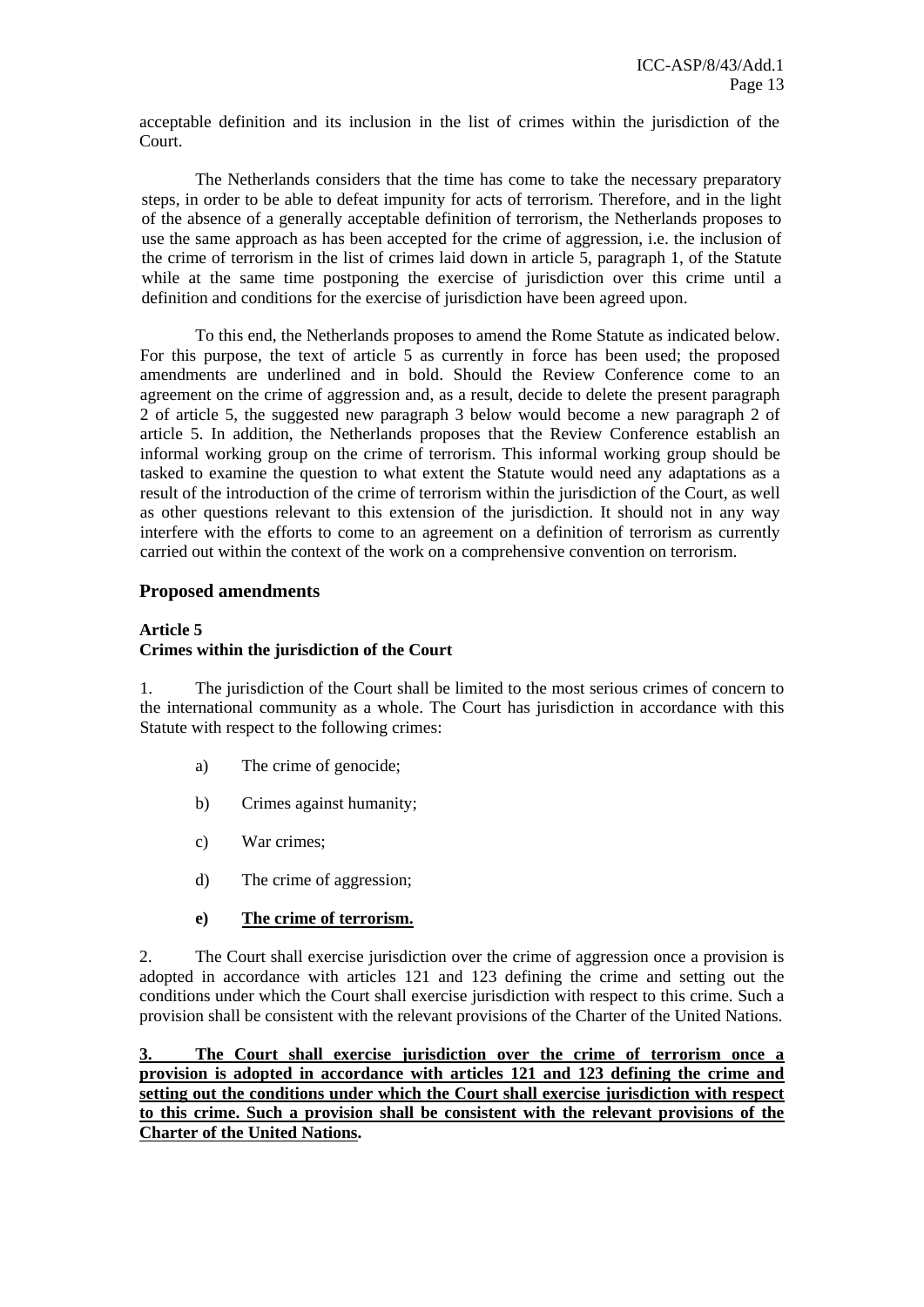acceptable definition and its inclusion in the list of crimes within the jurisdiction of the Court.

The Netherlands considers that the time has come to take the necessary preparatory steps, in order to be able to defeat impunity for acts of terrorism. Therefore, and in the light of the absence of a generally acceptable definition of terrorism, the Netherlands proposes to use the same approach as has been accepted for the crime of aggression, i.e. the inclusion of the crime of terrorism in the list of crimes laid down in article 5, paragraph 1, of the Statute while at the same time postponing the exercise of jurisdiction over this crime until a definition and conditions for the exercise of jurisdiction have been agreed upon.

To this end, the Netherlands proposes to amend the Rome Statute as indicated below. For this purpose, the text of article 5 as currently in force has been used; the proposed amendments are underlined and in bold. Should the Review Conference come to an agreement on the crime of aggression and, as a result, decide to delete the present paragraph 2 of article 5, the suggested new paragraph 3 below would become a new paragraph 2 of article 5. In addition, the Netherlands proposes that the Review Conference establish an informal working group on the crime of terrorism. This informal working group should be tasked to examine the question to what extent the Statute would need any adaptations as a result of the introduction of the crime of terrorism within the jurisdiction of the Court, as well as other questions relevant to this extension of the jurisdiction. It should not in any way interfere with the efforts to come to an agreement on a definition of terrorism as currently carried out within the context of the work on a comprehensive convention on terrorism.

## Proposed amendments

### Article 5
### Crimes within the jurisdiction of the Court

1. The jurisdiction of the Court shall be limited to the most serious crimes of concern to the international community as a whole. The Court has jurisdiction in accordance with this Statute with respect to the following crimes:

a) The crime of genocide;

b) Crimes against humanity;

c) War crimes;

d) The crime of aggression;

**e) <u>The crime of terrorism.</u>**

2. The Court shall exercise jurisdiction over the crime of aggression once a provision is adopted in accordance with articles 121 and 123 defining the crime and setting out the conditions under which the Court shall exercise jurisdiction with respect to this crime. Such a provision shall be consistent with the relevant provisions of the Charter of the United Nations.

**<u>3. The Court shall exercise jurisdiction over the crime of terrorism once a provision is adopted in accordance with articles 121 and 123 defining the crime and setting out the conditions under which the Court shall exercise jurisdiction with respect to this crime. Such a provision shall be consistent with the relevant provisions of the Charter of the United Nations</u>.**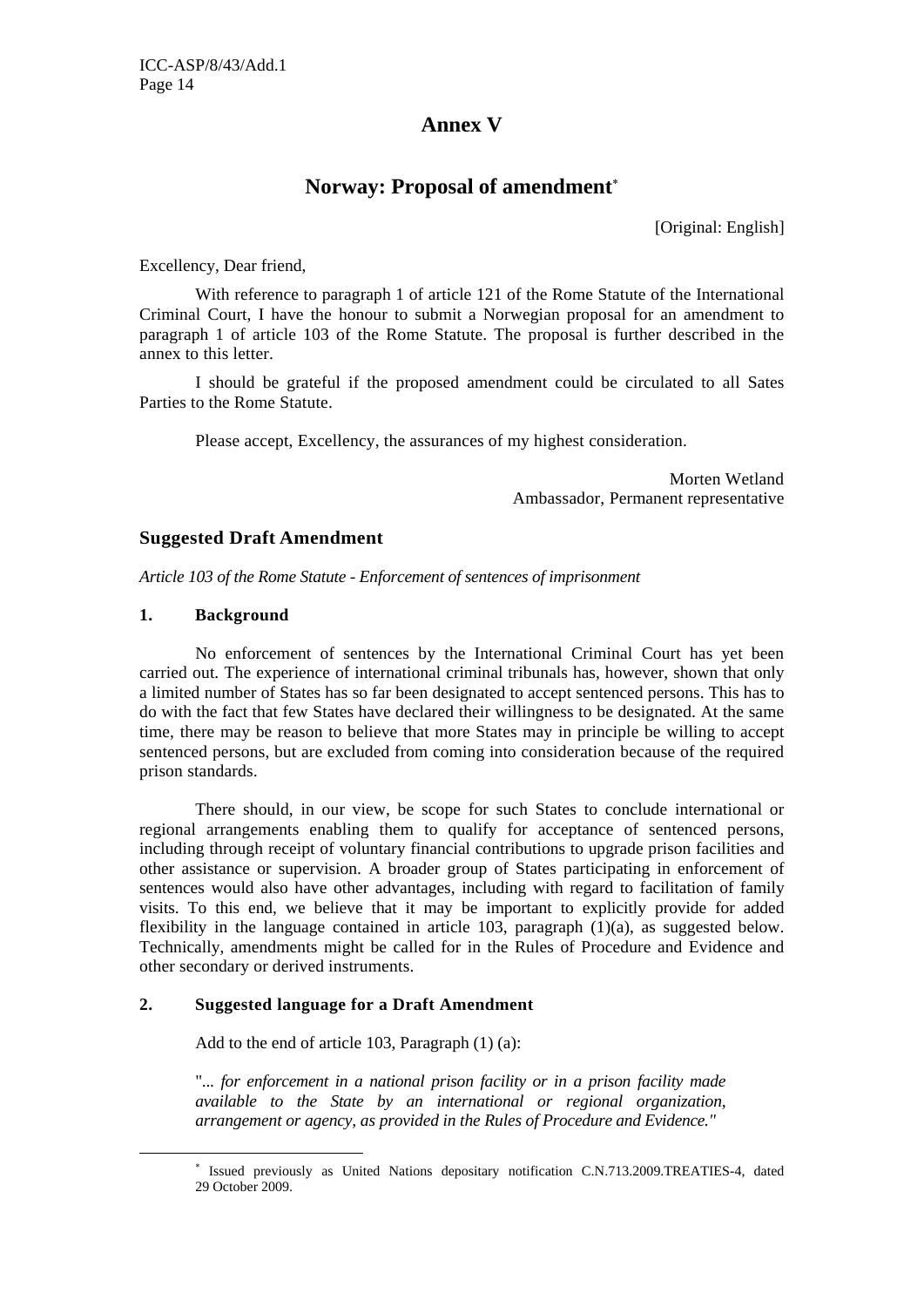# Annex V

## Norway: Proposal of amendment[*]

[Original: English]

Excellency, Dear friend,

With reference to paragraph 1 of article 121 of the Rome Statute of the International Criminal Court, I have the honour to submit a Norwegian proposal for an amendment to paragraph 1 of article 103 of the Rome Statute. The proposal is further described in the annex to this letter.

I should be grateful if the proposed amendment could be circulated to all Sates Parties to the Rome Statute.

Please accept, Excellency, the assurances of my highest consideration.

Morten Wetland
Ambassador, Permanent representative

### Suggested Draft Amendment

*Article 103 of the Rome Statute - Enforcement of sentences of imprisonment*

**1. Background**

No enforcement of sentences by the International Criminal Court has yet been carried out. The experience of international criminal tribunals has, however, shown that only a limited number of States has so far been designated to accept sentenced persons. This has to do with the fact that few States have declared their willingness to be designated. At the same time, there may be reason to believe that more States may in principle be willing to accept sentenced persons, but are excluded from coming into consideration because of the required prison standards.

There should, in our view, be scope for such States to conclude international or regional arrangements enabling them to qualify for acceptance of sentenced persons, including through receipt of voluntary financial contributions to upgrade prison facilities and other assistance or supervision. A broader group of States participating in enforcement of sentences would also have other advantages, including with regard to facilitation of family visits. To this end, we believe that it may be important to explicitly provide for added flexibility in the language contained in article 103, paragraph (1)(a), as suggested below. Technically, amendments might be called for in the Rules of Procedure and Evidence and other secondary or derived instruments.

**2. Suggested language for a Draft Amendment**

Add to the end of article 103, Paragraph (1) (a):

"*... for enforcement in a national prison facility or in a prison facility made available to the State by an international or regional organization, arrangement or agency, as provided in the Rules of Procedure and Evidence."*

[*] Issued previously as United Nations depositary notification C.N.713.2009.TREATIES-4, dated 29 October 2009.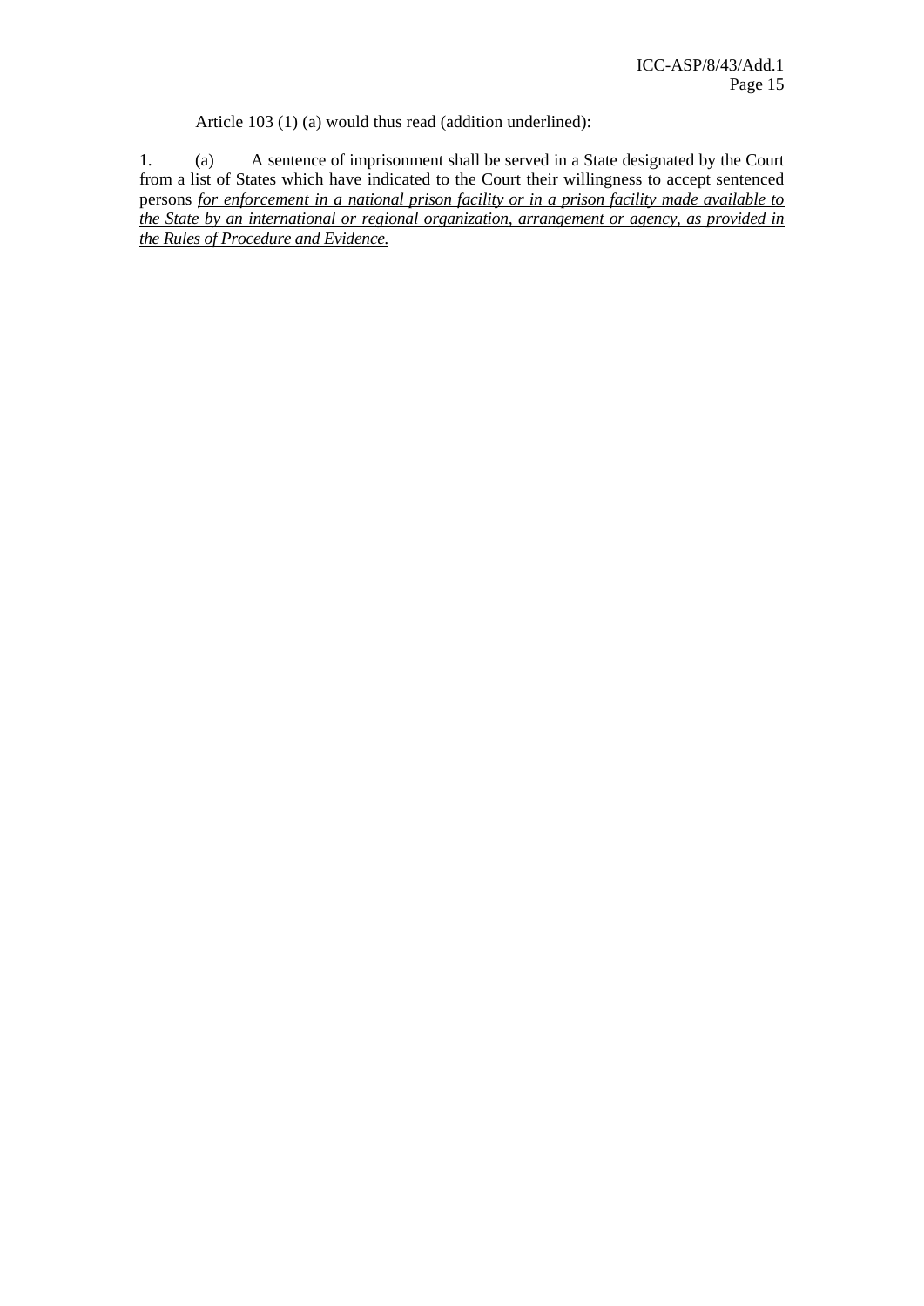Article 103 (1) (a) would thus read (addition underlined):

1. (a) A sentence of imprisonment shall be served in a State designated by the Court from a list of States which have indicated to the Court their willingness to accept sentenced persons <u>*for enforcement in a national prison facility or in a prison facility made available to the State by an international or regional organization, arrangement or agency, as provided in the Rules of Procedure and Evidence.*</u>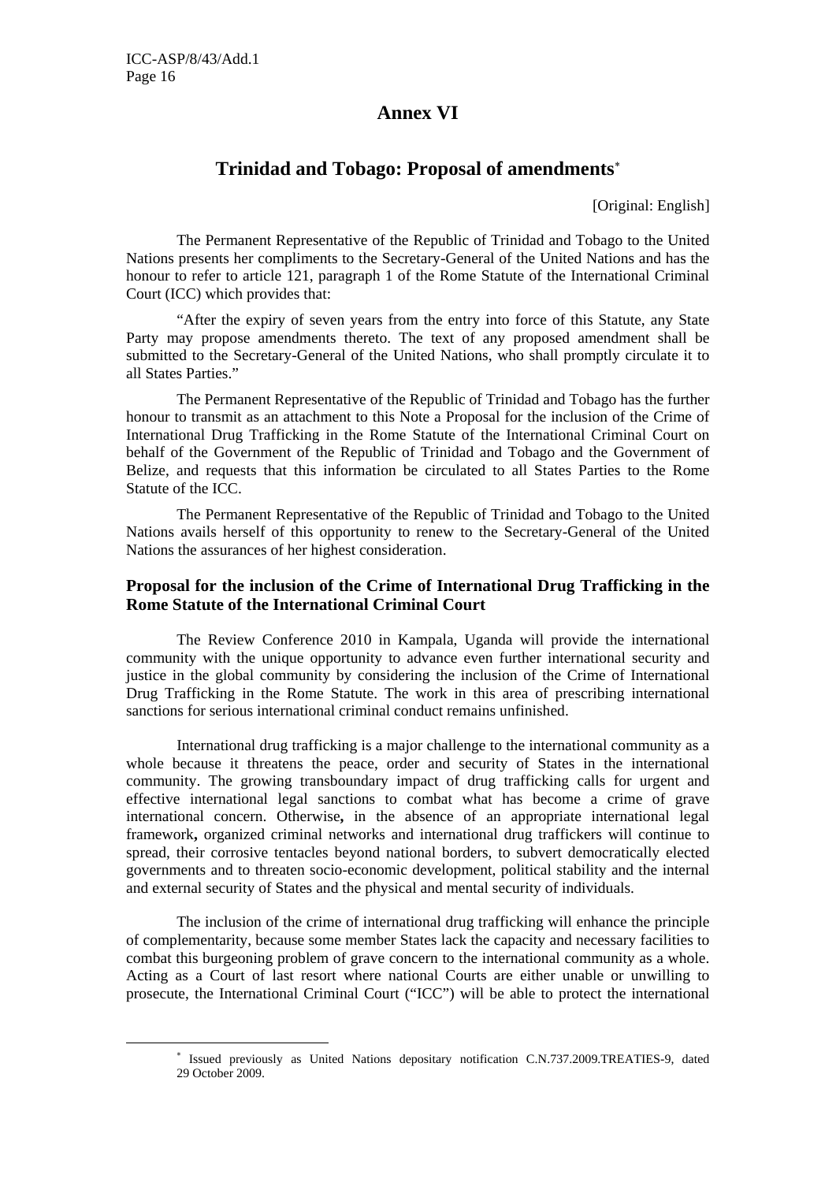# Annex VI

## Trinidad and Tobago: Proposal of amendments*

[Original: English]

The Permanent Representative of the Republic of Trinidad and Tobago to the United Nations presents her compliments to the Secretary-General of the United Nations and has the honour to refer to article 121, paragraph 1 of the Rome Statute of the International Criminal Court (ICC) which provides that:

"After the expiry of seven years from the entry into force of this Statute, any State Party may propose amendments thereto. The text of any proposed amendment shall be submitted to the Secretary-General of the United Nations, who shall promptly circulate it to all States Parties."

The Permanent Representative of the Republic of Trinidad and Tobago has the further honour to transmit as an attachment to this Note a Proposal for the inclusion of the Crime of International Drug Trafficking in the Rome Statute of the International Criminal Court on behalf of the Government of the Republic of Trinidad and Tobago and the Government of Belize, and requests that this information be circulated to all States Parties to the Rome Statute of the ICC.

The Permanent Representative of the Republic of Trinidad and Tobago to the United Nations avails herself of this opportunity to renew to the Secretary-General of the United Nations the assurances of her highest consideration.

### Proposal for the inclusion of the Crime of International Drug Trafficking in the Rome Statute of the International Criminal Court

The Review Conference 2010 in Kampala, Uganda will provide the international community with the unique opportunity to advance even further international security and justice in the global community by considering the inclusion of the Crime of International Drug Trafficking in the Rome Statute. The work in this area of prescribing international sanctions for serious international criminal conduct remains unfinished.

International drug trafficking is a major challenge to the international community as a whole because it threatens the peace, order and security of States in the international community. The growing transboundary impact of drug trafficking calls for urgent and effective international legal sanctions to combat what has become a crime of grave international concern. Otherwise**,** in the absence of an appropriate international legal framework**,** organized criminal networks and international drug traffickers will continue to spread, their corrosive tentacles beyond national borders, to subvert democratically elected governments and to threaten socio-economic development, political stability and the internal and external security of States and the physical and mental security of individuals.

The inclusion of the crime of international drug trafficking will enhance the principle of complementarity, because some member States lack the capacity and necessary facilities to combat this burgeoning problem of grave concern to the international community as a whole. Acting as a Court of last resort where national Courts are either unable or unwilling to prosecute, the International Criminal Court ("ICC") will be able to protect the international

---

* Issued previously as United Nations depositary notification C.N.737.2009.TREATIES-9, dated 29 October 2009.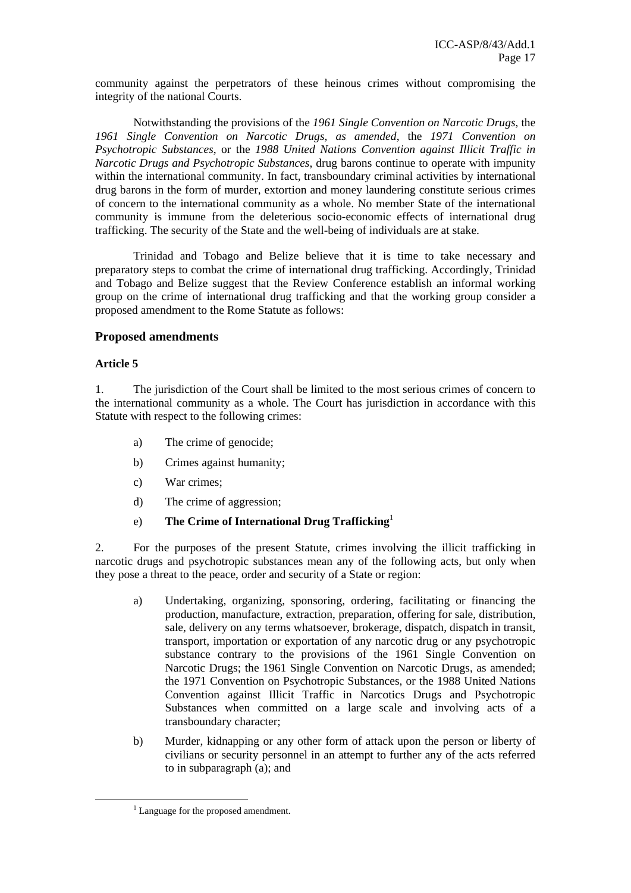community against the perpetrators of these heinous crimes without compromising the integrity of the national Courts.

Notwithstanding the provisions of the *1961 Single Convention on Narcotic Drugs*, the *1961 Single Convention on Narcotic Drugs, as amended*, the *1971 Convention on Psychotropic Substances*, or the *1988 United Nations Convention against Illicit Traffic in Narcotic Drugs and Psychotropic Substances*, drug barons continue to operate with impunity within the international community. In fact, transboundary criminal activities by international drug barons in the form of murder, extortion and money laundering constitute serious crimes of concern to the international community as a whole. No member State of the international community is immune from the deleterious socio-economic effects of international drug trafficking. The security of the State and the well-being of individuals are at stake.

Trinidad and Tobago and Belize believe that it is time to take necessary and preparatory steps to combat the crime of international drug trafficking. Accordingly, Trinidad and Tobago and Belize suggest that the Review Conference establish an informal working group on the crime of international drug trafficking and that the working group consider a proposed amendment to the Rome Statute as follows:

## Proposed amendments

### Article 5

1. The jurisdiction of the Court shall be limited to the most serious crimes of concern to the international community as a whole. The Court has jurisdiction in accordance with this Statute with respect to the following crimes:

   a) The crime of genocide;

   b) Crimes against humanity;

   c) War crimes;

   d) The crime of aggression;

   e) **The Crime of International Drug Trafficking**[1]

2. For the purposes of the present Statute, crimes involving the illicit trafficking in narcotic drugs and psychotropic substances mean any of the following acts, but only when they pose a threat to the peace, order and security of a State or region:

   a) Undertaking, organizing, sponsoring, ordering, facilitating or financing the production, manufacture, extraction, preparation, offering for sale, distribution, sale, delivery on any terms whatsoever, brokerage, dispatch, dispatch in transit, transport, importation or exportation of any narcotic drug or any psychotropic substance contrary to the provisions of the 1961 Single Convention on Narcotic Drugs; the 1961 Single Convention on Narcotic Drugs, as amended; the 1971 Convention on Psychotropic Substances, or the 1988 United Nations Convention against Illicit Traffic in Narcotics Drugs and Psychotropic Substances when committed on a large scale and involving acts of a transboundary character;

   b) Murder, kidnapping or any other form of attack upon the person or liberty of civilians or security personnel in an attempt to further any of the acts referred to in subparagraph (a); and

[1] Language for the proposed amendment.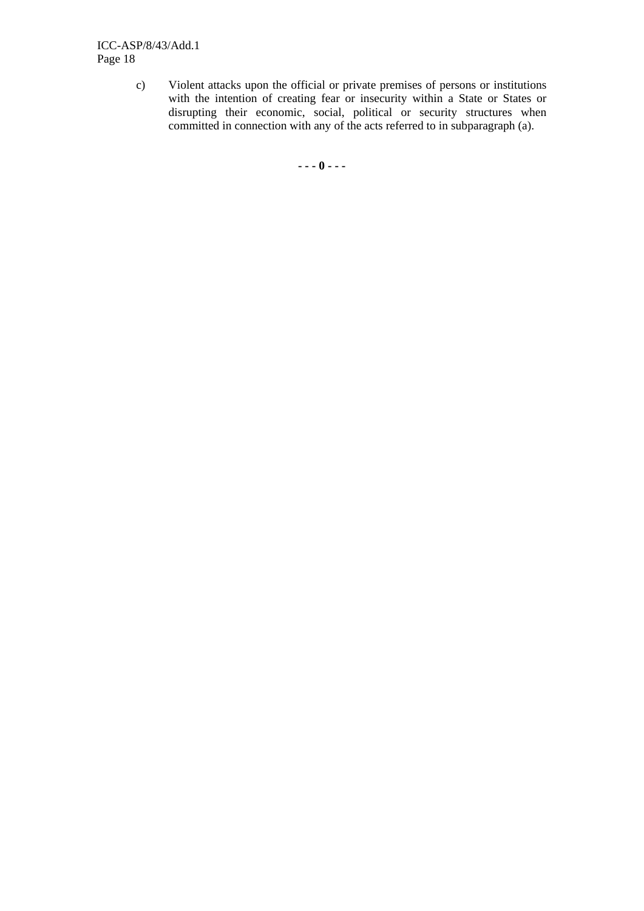c) Violent attacks upon the official or private premises of persons or institutions with the intention of creating fear or insecurity within a State or States or disrupting their economic, social, political or security structures when committed in connection with any of the acts referred to in subparagraph (a).

**- - - 0 - - -**